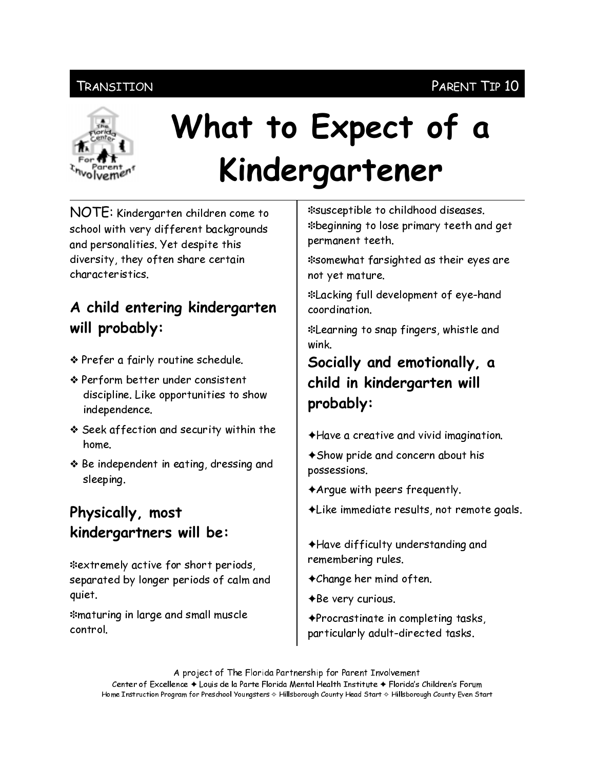TRANSITION PARENT TIP 10

# What to Expect of a Kindergartener

NOTE: Kindergarten children come to school with very different backgrounds and personalities. Yet despite this diversity, they often share certain characteristics.

## A child entering kindergarten will probably:

- Prefer a fairly routine schedule.
- Perform better under consistent discipline. Like opportunities to show independence.
- Seek affection and security within the home.
- Be independent in eating, dressing and sleeping.

## Physically, most kindergartners will be:

- extremely active for short periods, separated by longer periods of calm and quiet.
- maturing in large and small muscle control.
- susceptible to childhood diseases.
- beginning to lose primary teeth and get permanent teeth.
- somewhat farsighted as their eyes are not yet mature.
- Lacking full development of eye-hand coordination.
- Learning to snap fingers, whistle and wink.

## Socially and emotionally, a child in kindergarten will probably:

- Have a creative and vivid imagination.
- Show pride and concern about his possessions.
- Argue with peers frequently.
- Like immediate results, not remote goals.
- Have difficulty understanding and remembering rules.
- Change her mind often.
- Be very curious.
- Procrastinate in completing tasks, particularly adult-directed tasks.

A project of The Florida Partnership for Parent Involvement
Center of Excellence ✦ Louis de la Parte Florida Mental Health Institute ✦ Florida's Children's Forum
Home Instruction Program for Preschool Youngsters ✧ Hillsborough County Head Start ✧ Hillsborough County Even Start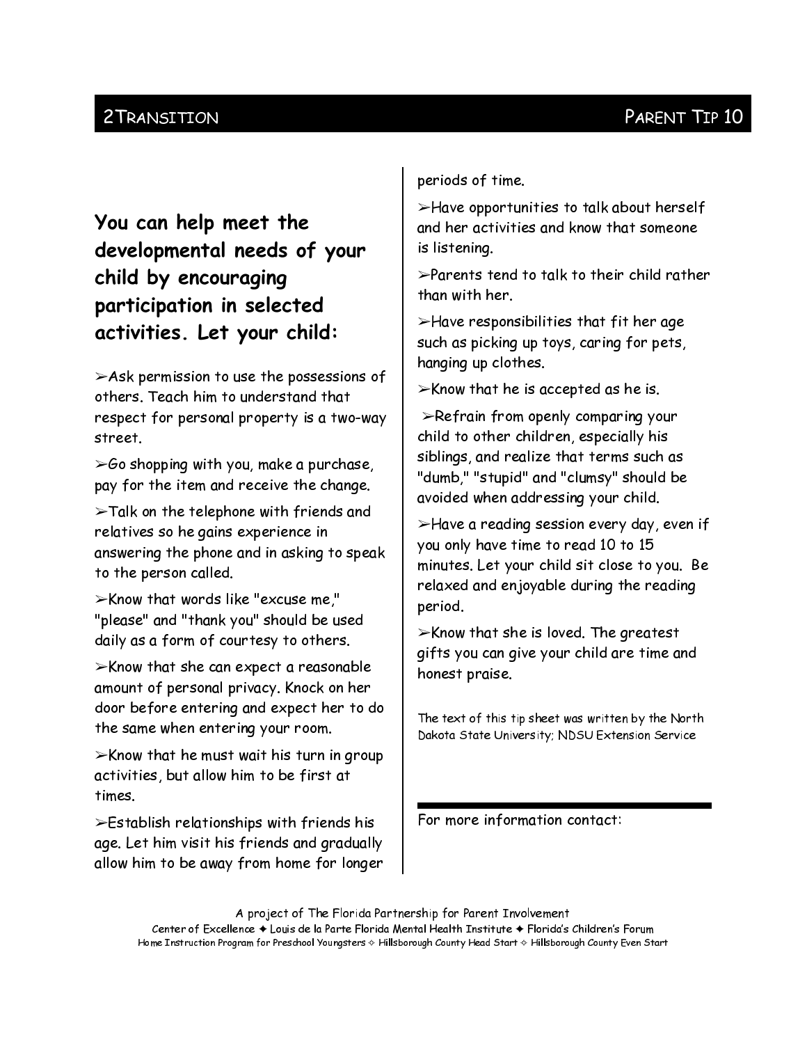## 2Transition — Parent Tip 10

**You can help meet the developmental needs of your child by encouraging participation in selected activities. Let your child:**

➢Ask permission to use the possessions of others. Teach him to understand that respect for personal property is a two-way street.

➢Go shopping with you, make a purchase, pay for the item and receive the change.

➢Talk on the telephone with friends and relatives so he gains experience in answering the phone and in asking to speak to the person called.

➢Know that words like "excuse me," "please" and "thank you" should be used daily as a form of courtesy to others.

➢Know that she can expect a reasonable amount of personal privacy. Knock on her door before entering and expect her to do the same when entering your room.

➢Know that he must wait his turn in group activities, but allow him to be first at times.

➢Establish relationships with friends his age. Let him visit his friends and gradually allow him to be away from home for longer periods of time.

➢Have opportunities to talk about herself and her activities and know that someone is listening.

➢Parents tend to talk to their child rather than with her.

➢Have responsibilities that fit her age such as picking up toys, caring for pets, hanging up clothes.

➢Know that he is accepted as he is.

➢Refrain from openly comparing your child to other children, especially his siblings, and realize that terms such as "dumb," "stupid" and "clumsy" should be avoided when addressing your child.

➢Have a reading session every day, even if you only have time to read 10 to 15 minutes. Let your child sit close to you. Be relaxed and enjoyable during the reading period.

➢Know that she is loved. The greatest gifts you can give your child are time and honest praise.

The text of this tip sheet was written by the North Dakota State University; NDSU Extension Service

For more information contact:

A project of The Florida Partnership for Parent Involvement
Center of Excellence ✦ Louis de la Parte Florida Mental Health Institute ✦ Florida's Children's Forum
Home Instruction Program for Preschool Youngsters ✧ Hillsborough County Head Start ✧ Hillsborough County Even Start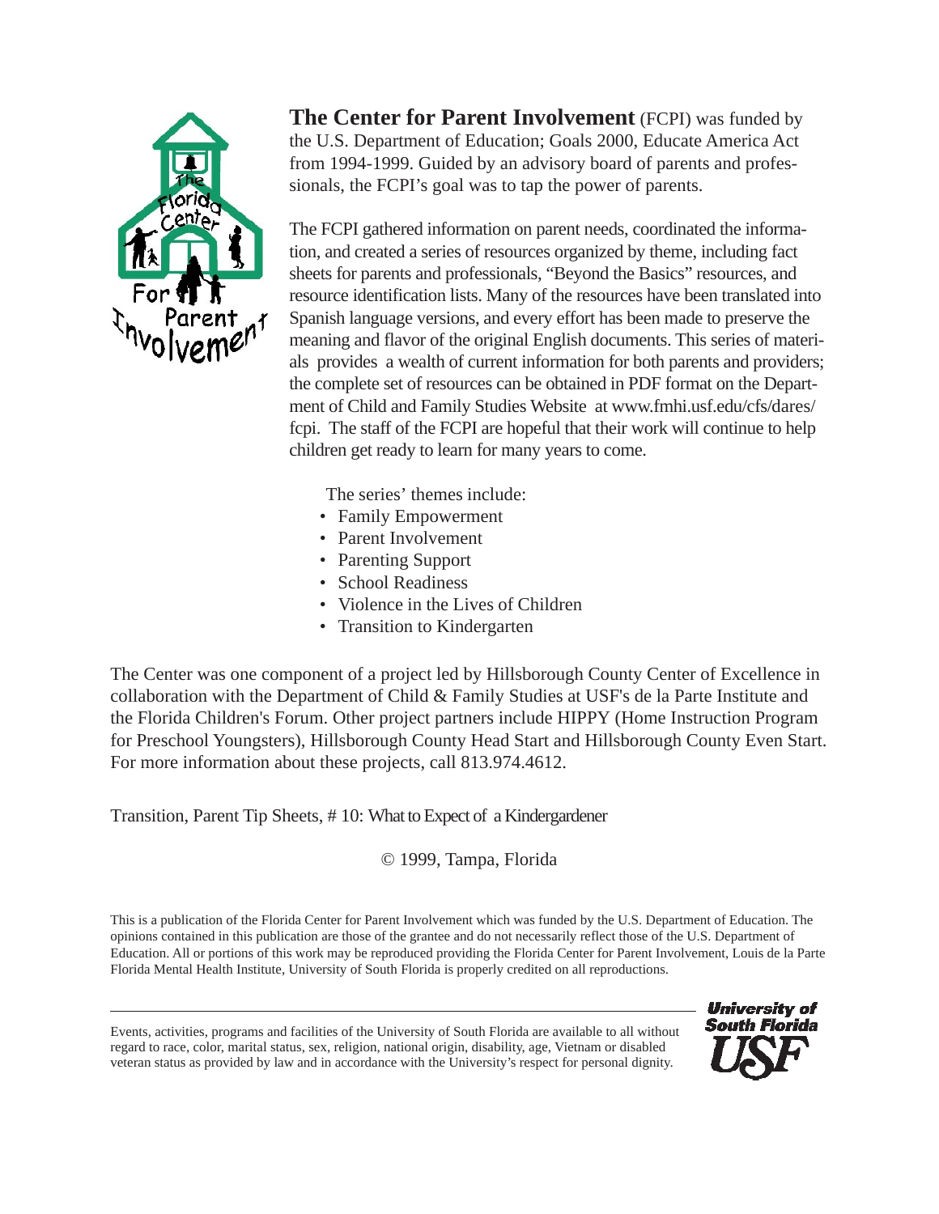**The Center for Parent Involvement** (FCPI) was funded by the U.S. Department of Education; Goals 2000, Educate America Act from 1994-1999. Guided by an advisory board of parents and professionals, the FCPI's goal was to tap the power of parents.

The FCPI gathered information on parent needs, coordinated the information, and created a series of resources organized by theme, including fact sheets for parents and professionals, "Beyond the Basics" resources, and resource identification lists. Many of the resources have been translated into Spanish language versions, and every effort has been made to preserve the meaning and flavor of the original English documents. This series of materials provides a wealth of current information for both parents and providers; the complete set of resources can be obtained in PDF format on the Department of Child and Family Studies Website at www.fmhi.usf.edu/cfs/dares/fcpi. The staff of the FCPI are hopeful that their work will continue to help children get ready to learn for many years to come.

The series' themes include:

- Family Empowerment
- Parent Involvement
- Parenting Support
- School Readiness
- Violence in the Lives of Children
- Transition to Kindergarten

The Center was one component of a project led by Hillsborough County Center of Excellence in collaboration with the Department of Child & Family Studies at USF's de la Parte Institute and the Florida Children's Forum. Other project partners include HIPPY (Home Instruction Program for Preschool Youngsters), Hillsborough County Head Start and Hillsborough County Even Start. For more information about these projects, call 813.974.4612.

Transition, Parent Tip Sheets, # 10: What to Expect of a Kindergardener

© 1999, Tampa, Florida

This is a publication of the Florida Center for Parent Involvement which was funded by the U.S. Department of Education. The opinions contained in this publication are those of the grantee and do not necessarily reflect those of the U.S. Department of Education. All or portions of this work may be reproduced providing the Florida Center for Parent Involvement, Louis de la Parte Florida Mental Health Institute, University of South Florida is properly credited on all reproductions.

---

Events, activities, programs and facilities of the University of South Florida are available to all without regard to race, color, marital status, sex, religion, national origin, disability, age, Vietnam or disabled veteran status as provided by law and in accordance with the University's respect for personal dignity.